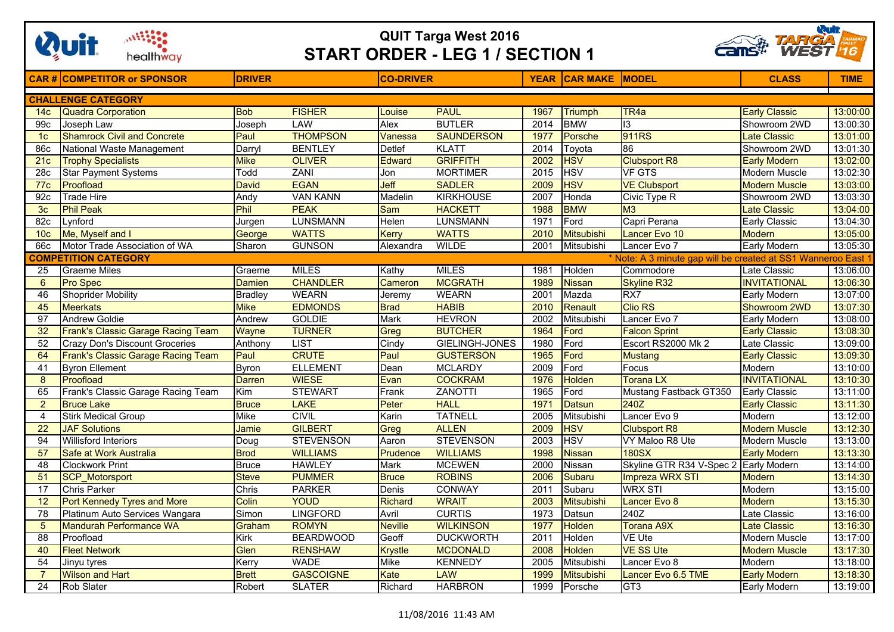# QUIT Targa West 2016
## START ORDER - LEG 1 / SECTION 1

| CAR # | COMPETITOR or SPONSOR | DRIVER | | CO-DRIVER | | YEAR | CAR MAKE | MODEL | CLASS | TIME |
|---|---|---|---|---|---|---|---|---|---|---|
| **CHALLENGE CATEGORY** | | | | | | | | | | |
| 14c | Quadra Corporation | Bob | FISHER | Louise | PAUL | 1967 | Triumph | TR4a | Early Classic | 13:00:00 |
| 99c | Joseph Law | Joseph | LAW | Alex | BUTLER | 2014 | BMW | I3 | Showroom 2WD | 13:00:30 |
| 1c | Shamrock Civil and Concrete | Paul | THOMPSON | Vanessa | SAUNDERSON | 1977 | Porsche | 911RS | Late Classic | 13:01:00 |
| 86c | National Waste Management | Darryl | BENTLEY | Detlef | KLATT | 2014 | Toyota | 86 | Showroom 2WD | 13:01:30 |
| 21c | Trophy Specialists | Mike | OLIVER | Edward | GRIFFITH | 2002 | HSV | Clubsport R8 | Early Modern | 13:02:00 |
| 28c | Star Payment Systems | Todd | ZANI | Jon | MORTIMER | 2015 | HSV | VF GTS | Modern Muscle | 13:02:30 |
| 77c | Proofload | David | EGAN | Jeff | SADLER | 2009 | HSV | VE Clubsport | Modern Muscle | 13:03:00 |
| 92c | Trade Hire | Andy | VAN KANN | Madelin | KIRKHOUSE | 2007 | Honda | Civic Type R | Showroom 2WD | 13:03:30 |
| 3c | Phil Peak | Phil | PEAK | Sam | HACKETT | 1988 | BMW | M3 | Late Classic | 13:04:00 |
| 82c | Lynford | Jurgen | LUNSMANN | Helen | LUNSMANN | 1971 | Ford | Capri Perana | Early Classic | 13:04:30 |
| 10c | Me, Myself and I | George | WATTS | Kerry | WATTS | 2010 | Mitsubishi | Lancer Evo 10 | Modern | 13:05:00 |
| 66c | Motor Trade Association of WA | Sharon | GUNSON | Alexandra | WILDE | 2001 | Mitsubishi | Lancer Evo 7 | Early Modern | 13:05:30 |
| **COMPETITION CATEGORY** | | | | | | | | * Note: A 3 minute gap will be created at SS1 Wanneroo East 1 | | |
| 25 | Graeme Miles | Graeme | MILES | Kathy | MILES | 1981 | Holden | Commodore | Late Classic | 13:06:00 |
| 6 | Pro Spec | Damien | CHANDLER | Cameron | MCGRATH | 1989 | Nissan | Skyline R32 | INVITATIONAL | 13:06:30 |
| 46 | Shoprider Mobility | Bradley | WEARN | Jeremy | WEARN | 2001 | Mazda | RX7 | Early Modern | 13:07:00 |
| 45 | Meerkats | Mike | EDMONDS | Brad | HABIB | 2010 | Renault | Clio RS | Showroom 2WD | 13:07:30 |
| 97 | Andrew Goldie | Andrew | GOLDIE | Mark | HEVRON | 2002 | Mitsubishi | Lancer Evo 7 | Early Modern | 13:08:00 |
| 32 | Frank's Classic Garage Racing Team | Wayne | TURNER | Greg | BUTCHER | 1964 | Ford | Falcon Sprint | Early Classic | 13:08:30 |
| 52 | Crazy Don's Discount Groceries | Anthony | LIST | Cindy | GIELINGH-JONES | 1980 | Ford | Escort RS2000 Mk 2 | Late Classic | 13:09:00 |
| 64 | Frank's Classic Garage Racing Team | Paul | CRUTE | Paul | GUSTERSON | 1965 | Ford | Mustang | Early Classic | 13:09:30 |
| 41 | Byron Ellement | Byron | ELLEMENT | Dean | MCLARDY | 2009 | Ford | Focus | Modern | 13:10:00 |
| 8 | Proofload | Darren | WIESE | Evan | COCKRAM | 1976 | Holden | Torana LX | INVITATIONAL | 13:10:30 |
| 65 | Frank's Classic Garage Racing Team | Kim | STEWART | Frank | ZANOTTI | 1965 | Ford | Mustang Fastback GT350 | Early Classic | 13:11:00 |
| 2 | Bruce Lake | Bruce | LAKE | Peter | HALL | 1971 | Datsun | 240Z | Early Classic | 13:11:30 |
| 4 | Stirk Medical Group | Mike | CIVIL | Karin | TATNELL | 2005 | Mitsubishi | Lancer Evo 9 | Modern | 13:12:00 |
| 22 | JAF Solutions | Jamie | GILBERT | Greg | ALLEN | 2009 | HSV | Clubsport R8 | Modern Muscle | 13:12:30 |
| 94 | Willisford Interiors | Doug | STEVENSON | Aaron | STEVENSON | 2003 | HSV | VY Maloo R8 Ute | Modern Muscle | 13:13:00 |
| 57 | Safe at Work Australia | Brod | WILLIAMS | Prudence | WILLIAMS | 1998 | Nissan | 180SX | Early Modern | 13:13:30 |
| 48 | Clockwork Print | Bruce | HAWLEY | Mark | MCEWEN | 2000 | Nissan | Skyline GTR R34 V-Spec 2 | Early Modern | 13:14:00 |
| 51 | SCP_Motorsport | Steve | PUMMER | Bruce | ROBINS | 2006 | Subaru | Impreza WRX STI | Modern | 13:14:30 |
| 17 | Chris Parker | Chris | PARKER | Denis | CONWAY | 2011 | Subaru | WRX STI | Modern | 13:15:00 |
| 12 | Port Kennedy Tyres and More | Colin | YOUD | Richard | WRAIT | 2003 | Mitsubishi | Lancer Evo 8 | Modern | 13:15:30 |
| 78 | Platinum Auto Services Wangara | Simon | LINGFORD | Avril | CURTIS | 1973 | Datsun | 240Z | Late Classic | 13:16:00 |
| 5 | Mandurah Performance WA | Graham | ROMYN | Neville | WILKINSON | 1977 | Holden | Torana A9X | Late Classic | 13:16:30 |
| 88 | Proofload | Kirk | BEARDWOOD | Geoff | DUCKWORTH | 2011 | Holden | VE Ute | Modern Muscle | 13:17:00 |
| 40 | Fleet Network | Glen | RENSHAW | Krystle | MCDONALD | 2008 | Holden | VE SS Ute | Modern Muscle | 13:17:30 |
| 54 | Jinyu tyres | Kerry | WADE | Mike | KENNEDY | 2005 | Mitsubishi | Lancer Evo 8 | Modern | 13:18:00 |
| 7 | Wilson and Hart | Brett | GASCOIGNE | Kate | LAW | 1999 | Mitsubishi | Lancer Evo 6.5 TME | Early Modern | 13:18:30 |
| 24 | Rob Slater | Robert | SLATER | Richard | HARBRON | 1999 | Porsche | GT3 | Early Modern | 13:19:00 |

11/08/2016 11:43 AM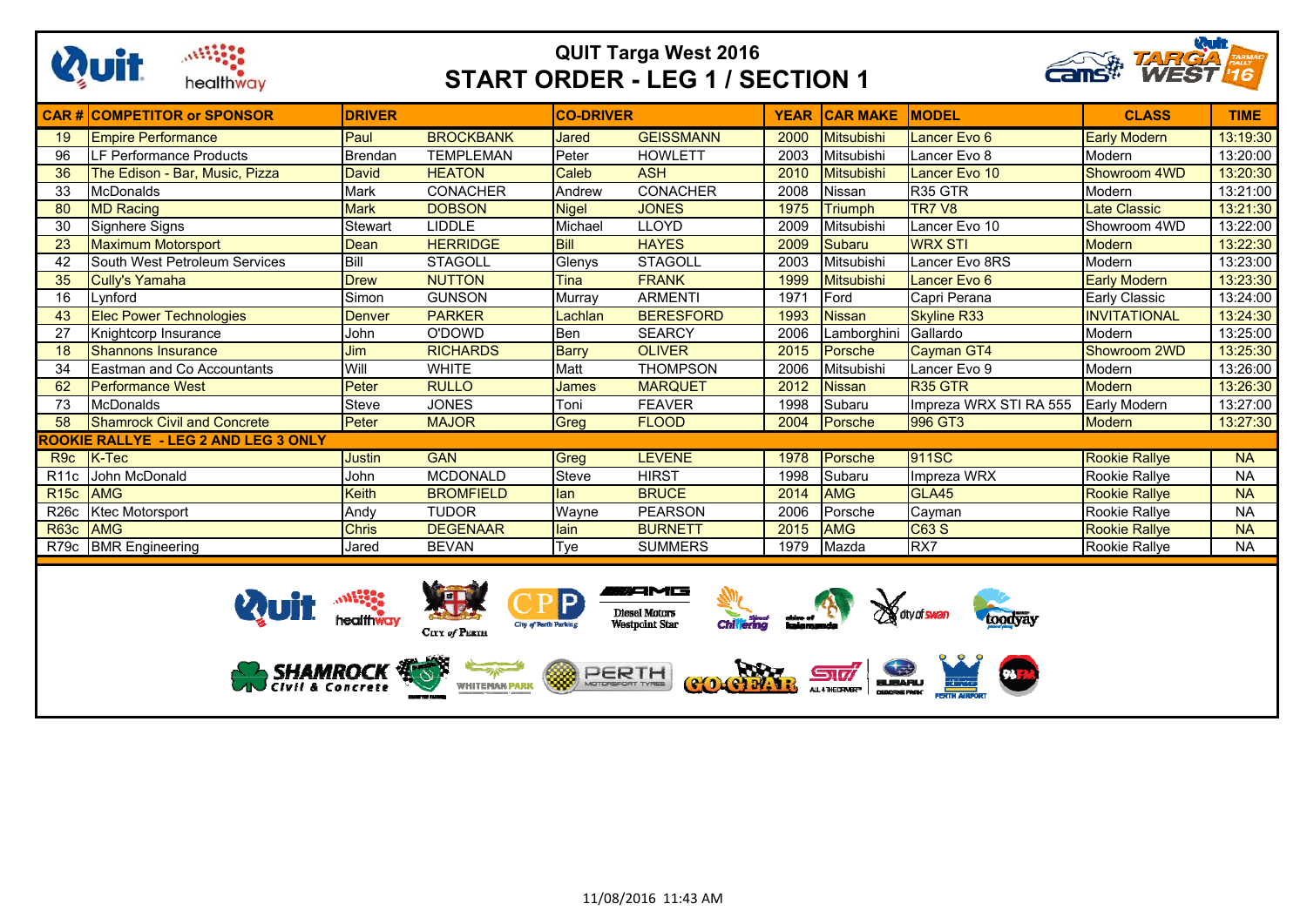# QUIT Targa West 2016

## START ORDER - LEG 1 / SECTION 1

| CAR # | COMPETITOR or SPONSOR | DRIVER | | CO-DRIVER | | YEAR | CAR MAKE | MODEL | CLASS | TIME |
|---|---|---|---|---|---|---|---|---|---|---|
| 19 | Empire Performance | Paul | BROCKBANK | Jared | GEISSMANN | 2000 | Mitsubishi | Lancer Evo 6 | Early Modern | 13:19:30 |
| 96 | LF Performance Products | Brendan | TEMPLEMAN | Peter | HOWLETT | 2003 | Mitsubishi | Lancer Evo 8 | Modern | 13:20:00 |
| 36 | The Edison - Bar, Music, Pizza | David | HEATON | Caleb | ASH | 2010 | Mitsubishi | Lancer Evo 10 | Showroom 4WD | 13:20:30 |
| 33 | McDonalds | Mark | CONACHER | Andrew | CONACHER | 2008 | Nissan | R35 GTR | Modern | 13:21:00 |
| 80 | MD Racing | Mark | DOBSON | Nigel | JONES | 1975 | Triumph | TR7 V8 | Late Classic | 13:21:30 |
| 30 | Signhere Signs | Stewart | LIDDLE | Michael | LLOYD | 2009 | Mitsubishi | Lancer Evo 10 | Showroom 4WD | 13:22:00 |
| 23 | Maximum Motorsport | Dean | HERRIDGE | Bill | HAYES | 2009 | Subaru | WRX STI | Modern | 13:22:30 |
| 42 | South West Petroleum Services | Bill | STAGOLL | Glenys | STAGOLL | 2003 | Mitsubishi | Lancer Evo 8RS | Modern | 13:23:00 |
| 35 | Cully's Yamaha | Drew | NUTTON | Tina | FRANK | 1999 | Mitsubishi | Lancer Evo 6 | Early Modern | 13:23:30 |
| 16 | Lynford | Simon | GUNSON | Murray | ARMENTI | 1971 | Ford | Capri Perana | Early Classic | 13:24:00 |
| 43 | Elec Power Technologies | Denver | PARKER | Lachlan | BERESFORD | 1993 | Nissan | Skyline R33 | INVITATIONAL | 13:24:30 |
| 27 | Knightcorp Insurance | John | O'DOWD | Ben | SEARCY | 2006 | Lamborghini | Gallardo | Modern | 13:25:00 |
| 18 | Shannons Insurance | Jim | RICHARDS | Barry | OLIVER | 2015 | Porsche | Cayman GT4 | Showroom 2WD | 13:25:30 |
| 34 | Eastman and Co Accountants | Will | WHITE | Matt | THOMPSON | 2006 | Mitsubishi | Lancer Evo 9 | Modern | 13:26:00 |
| 62 | Performance West | Peter | RULLO | James | MARQUET | 2012 | Nissan | R35 GTR | Modern | 13:26:30 |
| 73 | McDonalds | Steve | JONES | Toni | FEAVER | 1998 | Subaru | Impreza WRX STI RA 555 | Early Modern | 13:27:00 |
| 58 | Shamrock Civil and Concrete | Peter | MAJOR | Greg | FLOOD | 2004 | Porsche | 996 GT3 | Modern | 13:27:30 |
| **ROOKIE RALLYE - LEG 2 AND LEG 3 ONLY** | | | | | | | | | | |
| R9c | K-Tec | Justin | GAN | Greg | LEVENE | 1978 | Porsche | 911SC | Rookie Rallye | NA |
| R11c | John McDonald | John | MCDONALD | Steve | HIRST | 1998 | Subaru | Impreza WRX | Rookie Rallye | NA |
| R15c | AMG | Keith | BROMFIELD | Ian | BRUCE | 2014 | AMG | GLA45 | Rookie Rallye | NA |
| R26c | Ktec Motorsport | Andy | TUDOR | Wayne | PEARSON | 2006 | Porsche | Cayman | Rookie Rallye | NA |
| R63c | AMG | Chris | DEGENAAR | Iain | BURNETT | 2015 | AMG | C63 S | Rookie Rallye | NA |
| R79c | BMR Engineering | Jared | BEVAN | Tye | SUMMERS | 1979 | Mazda | RX7 | Rookie Rallye | NA |

11/08/2016 11:43 AM